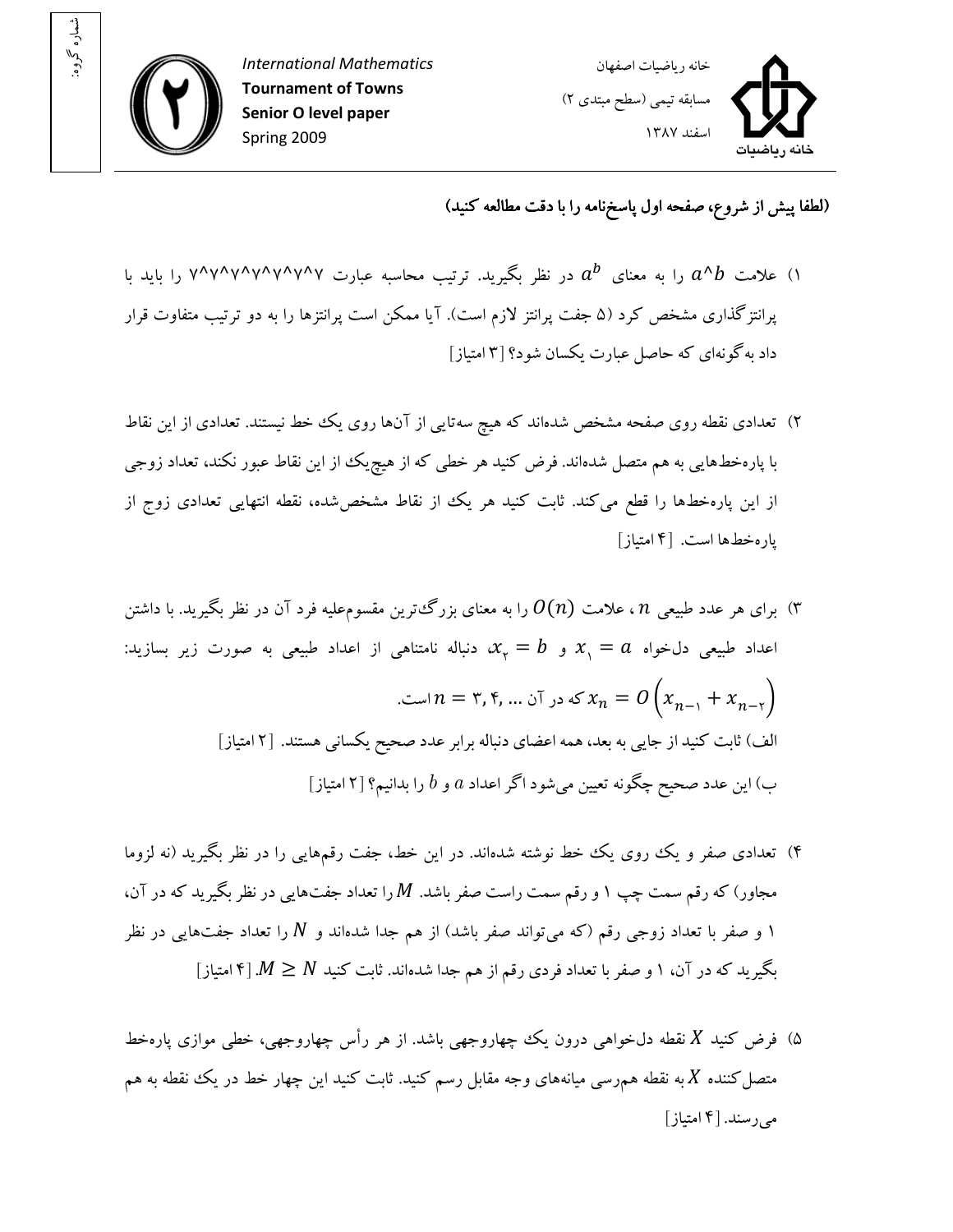شماره گروه:

International Mathematics
**Tournament of Towns**
**Senior O level paper**
Spring 2009

خانه ریاضیات اصفهان
مسابقه تیمی (سطح مبتدی ۲)
اسفند ۱۳۸۷

**(لطفا پیش از شروع، صفحه اول پاسخ‌نامه را با دقت مطالعه کنید)**

۱) علامت $a\wedge b$ را به معنای $a^b$ در نظر بگیرید. ترتیب محاسبه عبارت ۷^۷^۷^۷^۷^۷^۷ را باید با پرانتزگذاری مشخص کرد (۵ جفت پرانتز لازم است). آیا ممکن است پرانتزها را به دو ترتیب متفاوت قرار داد به‌گونه‌ای که حاصل عبارت یکسان شود؟ [۳ امتیاز]

۲) تعدادی نقطه روی صفحه مشخص شده‌اند که هیچ سه‌تایی از آن‌ها روی یک خط نیستند. تعدادی از این نقاط با پاره‌خط‌هایی به هم متصل شده‌اند. فرض کنید هر خطی که از هیچ‌یک از این نقاط عبور نکند، تعداد زوجی از این پاره‌خط‌ها را قطع می‌کند. ثابت کنید هر یک از نقاط مشخص‌شده، نقطه انتهایی تعدادی زوج از پاره‌خط‌ها است. [۴ امتیاز]

۳) برای هر عدد طبیعی $n$، علامت $O(n)$ را به معنای بزرگ‌ترین مقسوم‌علیه فرد آن در نظر بگیرید. با داشتن اعداد طبیعی دل‌خواه $x_1 = a$ و $x_2 = b$، دنباله نامتناهی از اعداد طبیعی به صورت زیر بسازید: $x_n = O\left(x_{n-1} + x_{n-2}\right)$ که در آن $n = 3, 4, \ldots$ است.

الف) ثابت کنید از جایی به بعد، همه اعضای دنباله برابر عدد صحیح یکسانی هستند. [۲ امتیاز]

ب) این عدد صحیح چگونه تعیین می‌شود اگر اعداد $a$ و $b$ را بدانیم؟ [۲ امتیاز]

۴) تعدادی صفر و یک روی یک خط نوشته شده‌اند. در این خط، جفت رقم‌هایی را در نظر بگیرید (نه لزوما مجاور) که رقم سمت چپ ۱ و رقم سمت راست صفر باشد. $M$ را تعداد جفت‌هایی در نظر بگیرید که در آن، ۱ و صفر با تعداد زوجی رقم (که می‌تواند صفر باشد) از هم جدا شده‌اند و $N$ را تعداد جفت‌هایی در نظر بگیرید که در آن، ۱ و صفر با تعداد فردی رقم از هم جدا شده‌اند. ثابت کنید $M \geq N$. [۴ امتیاز]

۵) فرض کنید $X$ نقطه دل‌خواهی درون یک چهاروجهی باشد. از هر رأس چهاروجهی، خطی موازی پاره‌خط متصل‌کننده $X$ به نقطه هم‌رسی میانه‌های وجه مقابل رسم کنید. ثابت کنید این چهار خط در یک نقطه به هم می‌رسند. [۴ امتیاز]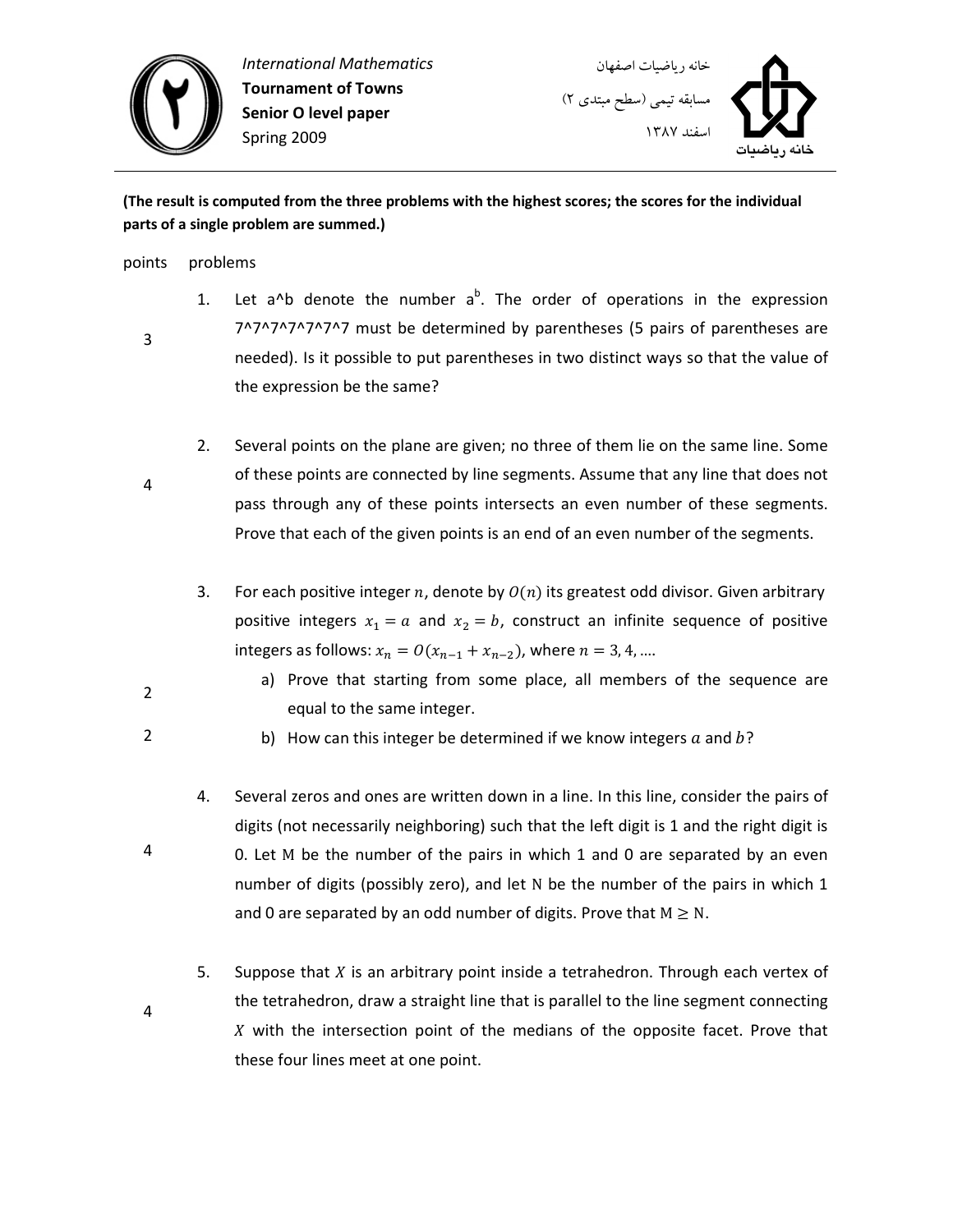International Mathematics
**Tournament of Towns**
**Senior O level paper**
Spring 2009

خانه ریاضیات اصفهان
مسابقه تیمی (سطح مبتدی ۲)
اسفند ۱۳۸۷

**(The result is computed from the three problems with the highest scores; the scores for the individual parts of a single problem are summed.)**

points problems

3 — 1. Let a^b denote the number $a^b$. The order of operations in the expression 7^7^7^7^7^7^7 must be determined by parentheses (5 pairs of parentheses are needed). Is it possible to put parentheses in two distinct ways so that the value of the expression be the same?

4 — 2. Several points on the plane are given; no three of them lie on the same line. Some of these points are connected by line segments. Assume that any line that does not pass through any of these points intersects an even number of these segments. Prove that each of the given points is an end of an even number of the segments.

3. For each positive integer $n$, denote by $O(n)$ its greatest odd divisor. Given arbitrary positive integers $x_1 = a$ and $x_2 = b$, construct an infinite sequence of positive integers as follows: $x_n = O(x_{n-1} + x_{n-2})$, where $n = 3, 4, \ldots$.

2 — a) Prove that starting from some place, all members of the sequence are equal to the same integer.

2 — b) How can this integer be determined if we know integers $a$ and $b$?

4 — 4. Several zeros and ones are written down in a line. In this line, consider the pairs of digits (not necessarily neighboring) such that the left digit is 1 and the right digit is 0. Let M be the number of the pairs in which 1 and 0 are separated by an even number of digits (possibly zero), and let N be the number of the pairs in which 1 and 0 are separated by an odd number of digits. Prove that $\mathrm{M} \geq \mathrm{N}$.

4 — 5. Suppose that $X$ is an arbitrary point inside a tetrahedron. Through each vertex of the tetrahedron, draw a straight line that is parallel to the line segment connecting $X$ with the intersection point of the medians of the opposite facet. Prove that these four lines meet at one point.